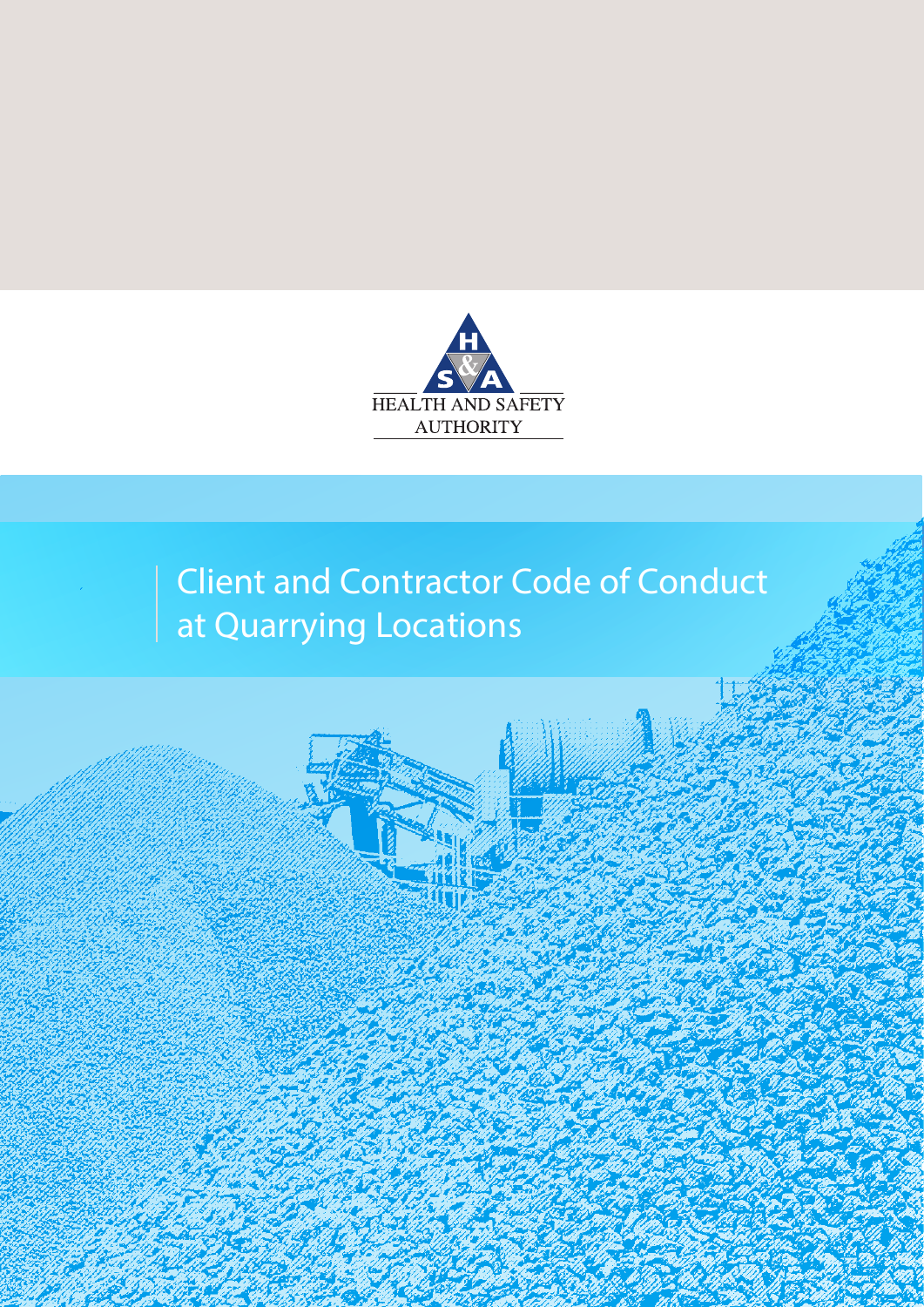HEALTH AND SAFETY AUTHORITY

# Client and Contractor Code of Conduct at Quarrying Locations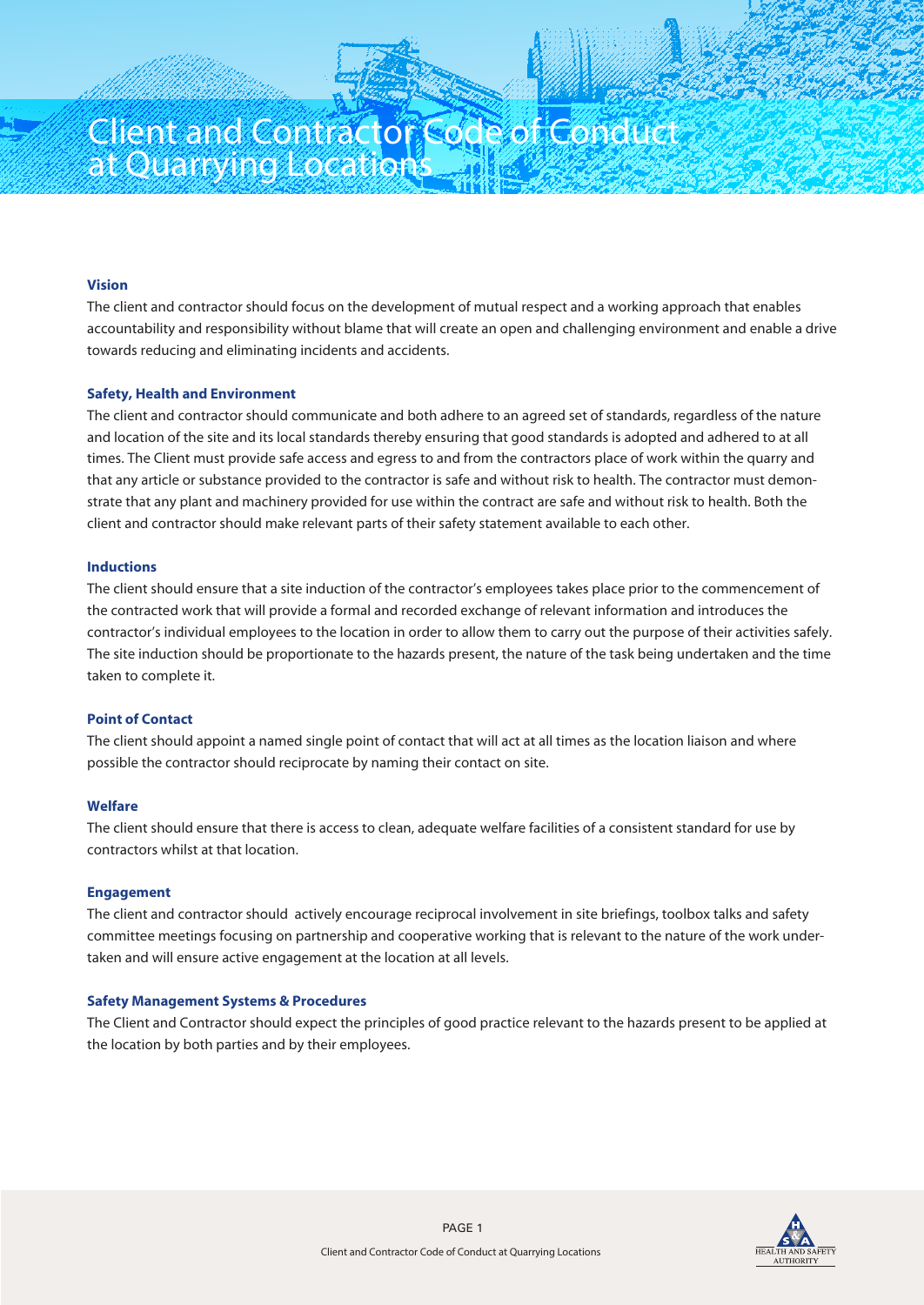# Client and Contractor Code of Conduct at Quarrying Locations

### Vision

The client and contractor should focus on the development of mutual respect and a working approach that enables accountability and responsibility without blame that will create an open and challenging environment and enable a drive towards reducing and eliminating incidents and accidents.

### Safety, Health and Environment

The client and contractor should communicate and both adhere to an agreed set of standards, regardless of the nature and location of the site and its local standards thereby ensuring that good standards is adopted and adhered to at all times. The Client must provide safe access and egress to and from the contractors place of work within the quarry and that any article or substance provided to the contractor is safe and without risk to health. The contractor must demonstrate that any plant and machinery provided for use within the contract are safe and without risk to health. Both the client and contractor should make relevant parts of their safety statement available to each other.

### Inductions

The client should ensure that a site induction of the contractor's employees takes place prior to the commencement of the contracted work that will provide a formal and recorded exchange of relevant information and introduces the contractor's individual employees to the location in order to allow them to carry out the purpose of their activities safely. The site induction should be proportionate to the hazards present, the nature of the task being undertaken and the time taken to complete it.

### Point of Contact

The client should appoint a named single point of contact that will act at all times as the location liaison and where possible the contractor should reciprocate by naming their contact on site.

### Welfare

The client should ensure that there is access to clean, adequate welfare facilities of a consistent standard for use by contractors whilst at that location.

### Engagement

The client and contractor should actively encourage reciprocal involvement in site briefings, toolbox talks and safety committee meetings focusing on partnership and cooperative working that is relevant to the nature of the work undertaken and will ensure active engagement at the location at all levels.

### Safety Management Systems & Procedures

The Client and Contractor should expect the principles of good practice relevant to the hazards present to be applied at the location by both parties and by their employees.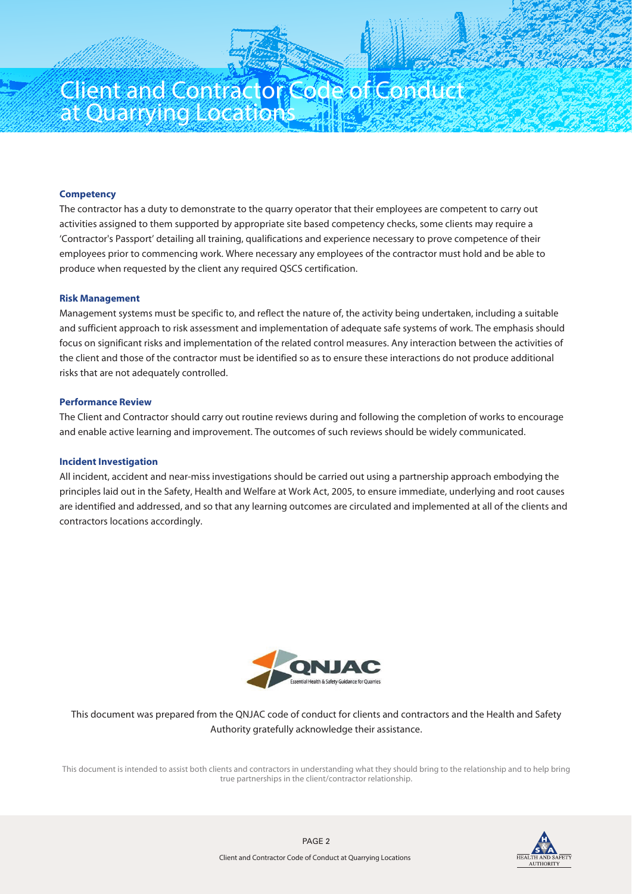# Client and Contractor Code of Conduct at Quarrying Locations

### Competency

The contractor has a duty to demonstrate to the quarry operator that their employees are competent to carry out activities assigned to them supported by appropriate site based competency checks, some clients may require a 'Contractor's Passport' detailing all training, qualifications and experience necessary to prove competence of their employees prior to commencing work. Where necessary any employees of the contractor must hold and be able to produce when requested by the client any required QSCS certification.

### Risk Management

Management systems must be specific to, and reflect the nature of, the activity being undertaken, including a suitable and sufficient approach to risk assessment and implementation of adequate safe systems of work. The emphasis should focus on significant risks and implementation of the related control measures. Any interaction between the activities of the client and those of the contractor must be identified so as to ensure these interactions do not produce additional risks that are not adequately controlled.

### Performance Review

The Client and Contractor should carry out routine reviews during and following the completion of works to encourage and enable active learning and improvement. The outcomes of such reviews should be widely communicated.

### Incident Investigation

All incident, accident and near-miss investigations should be carried out using a partnership approach embodying the principles laid out in the Safety, Health and Welfare at Work Act, 2005, to ensure immediate, underlying and root causes are identified and addressed, and so that any learning outcomes are circulated and implemented at all of the clients and contractors locations accordingly.

QNJAC
Essential Health & Safety Guidance for Quarries

This document was prepared from the QNJAC code of conduct for clients and contractors and the Health and Safety Authority gratefully acknowledge their assistance.

This document is intended to assist both clients and contractors in understanding what they should bring to the relationship and to help bring true partnerships in the client/contractor relationship.